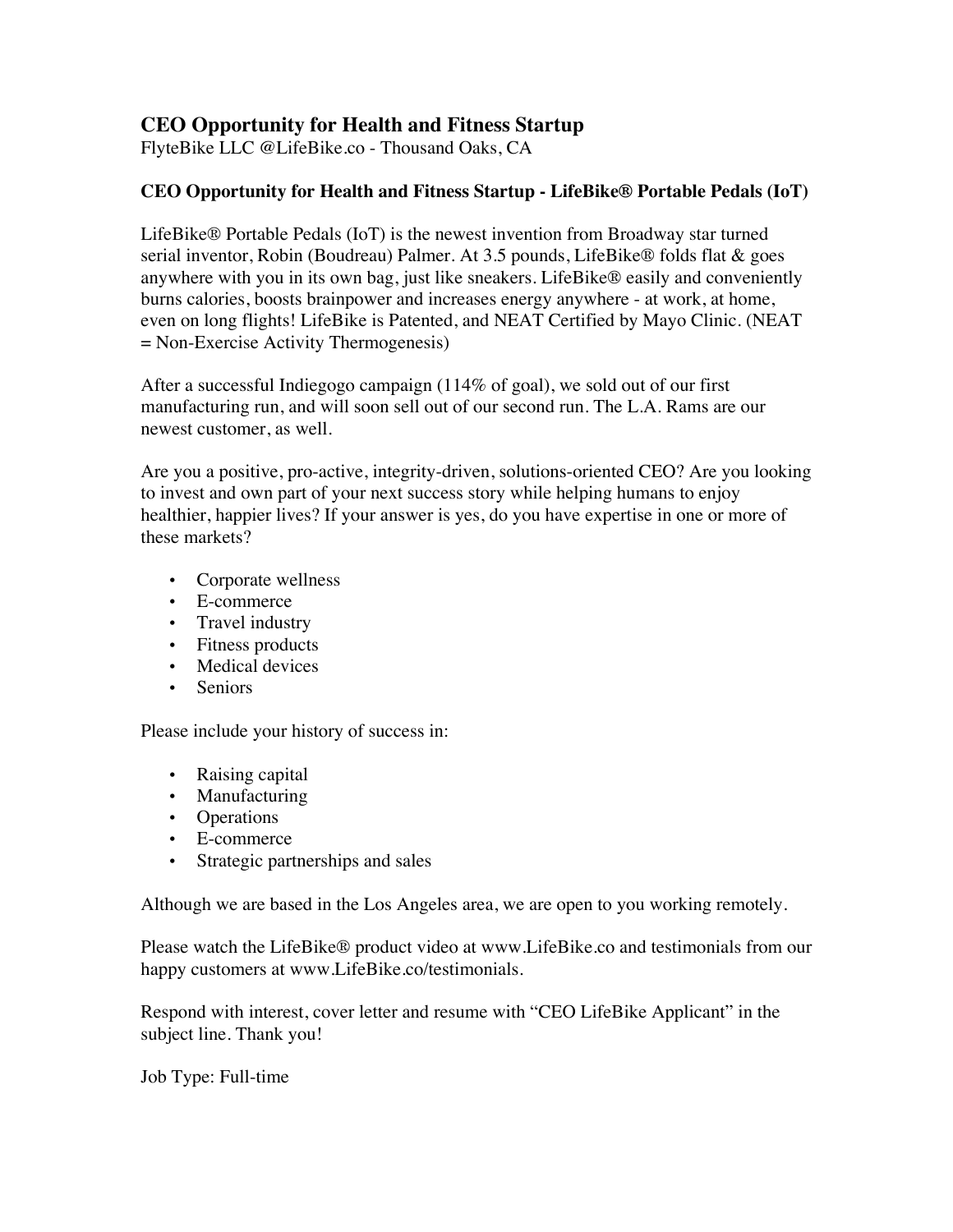# CEO Opportunity for Health and Fitness Startup

FlyteBike LLC @LifeBike.co - Thousand Oaks, CA

**CEO Opportunity for Health and Fitness Startup - LifeBike® Portable Pedals (IoT)**

LifeBike® Portable Pedals (IoT) is the newest invention from Broadway star turned serial inventor, Robin (Boudreau) Palmer. At 3.5 pounds, LifeBike® folds flat & goes anywhere with you in its own bag, just like sneakers. LifeBike® easily and conveniently burns calories, boosts brainpower and increases energy anywhere - at work, at home, even on long flights! LifeBike is Patented, and NEAT Certified by Mayo Clinic. (NEAT = Non-Exercise Activity Thermogenesis)

After a successful Indiegogo campaign (114% of goal), we sold out of our first manufacturing run, and will soon sell out of our second run. The L.A. Rams are our newest customer, as well.

Are you a positive, pro-active, integrity-driven, solutions-oriented CEO? Are you looking to invest and own part of your next success story while helping humans to enjoy healthier, happier lives? If your answer is yes, do you have expertise in one or more of these markets?

- Corporate wellness
- E-commerce
- Travel industry
- Fitness products
- Medical devices
- Seniors

Please include your history of success in:

- Raising capital
- Manufacturing
- Operations
- E-commerce
- Strategic partnerships and sales

Although we are based in the Los Angeles area, we are open to you working remotely.

Please watch the LifeBike® product video at www.LifeBike.co and testimonials from our happy customers at www.LifeBike.co/testimonials.

Respond with interest, cover letter and resume with "CEO LifeBike Applicant" in the subject line. Thank you!

Job Type: Full-time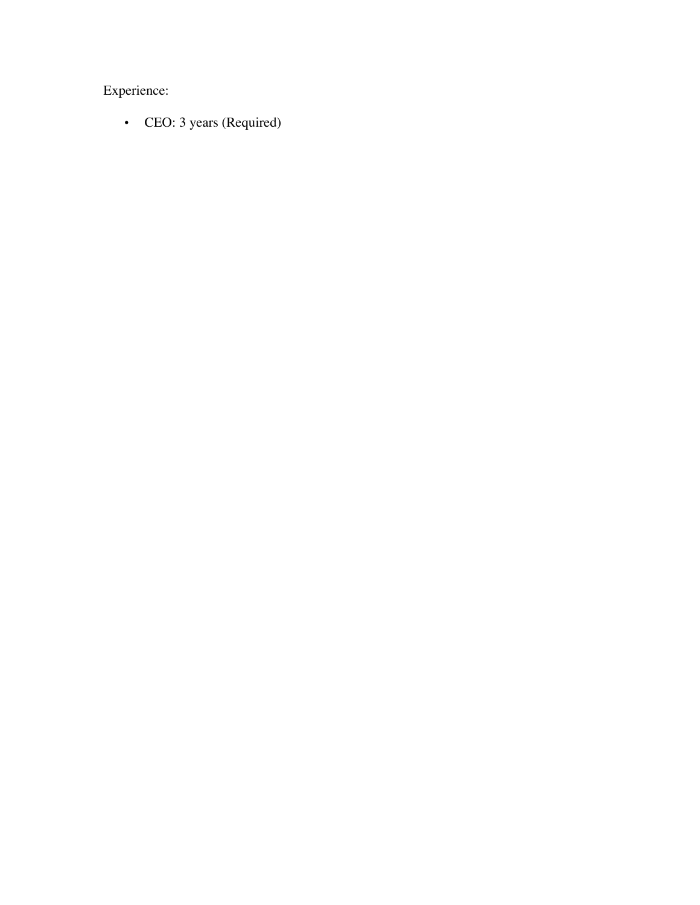Experience:

- CEO: 3 years (Required)